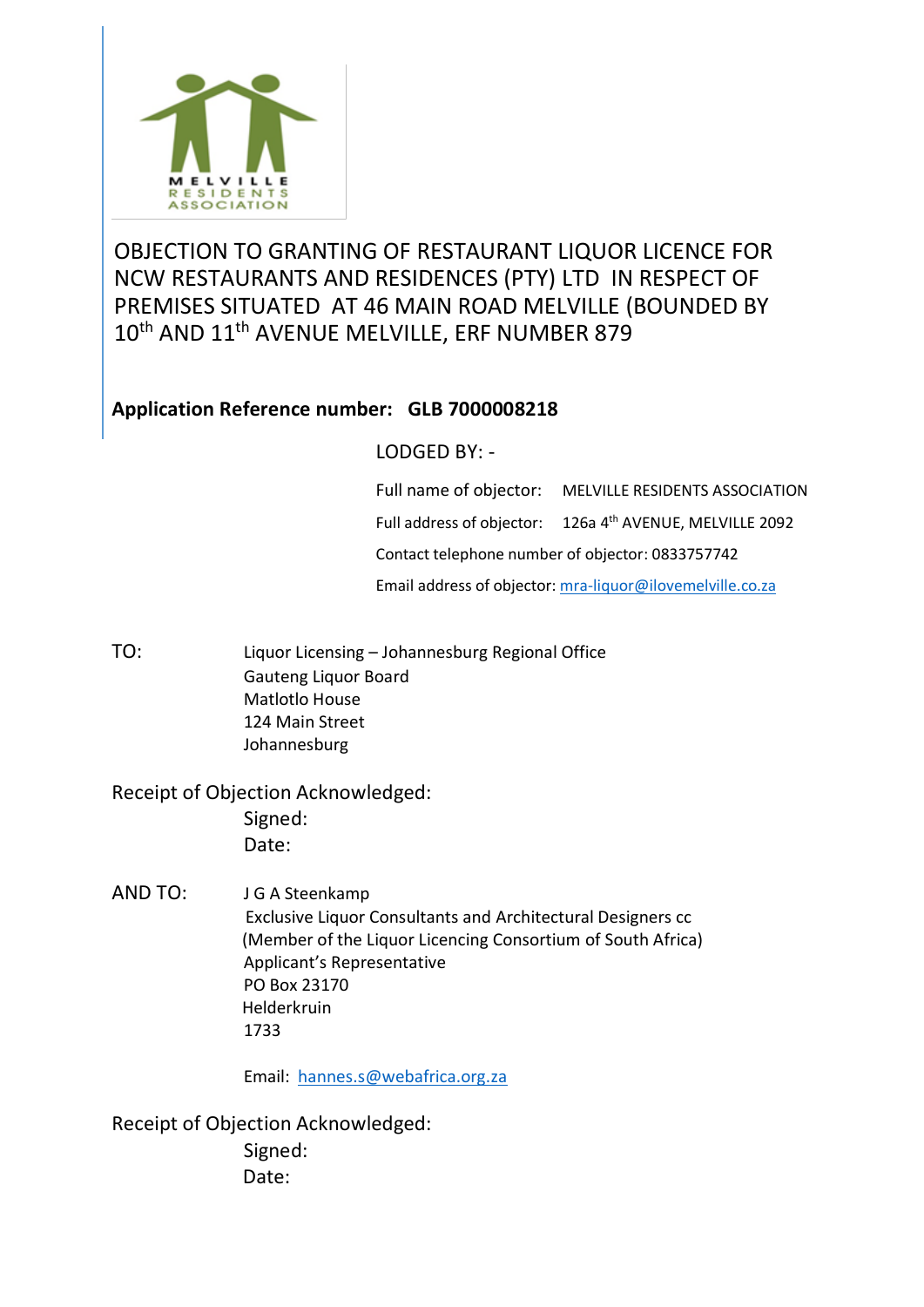MELVILLE RESIDENTS ASSOCIATION

# OBJECTION TO GRANTING OF RESTAURANT LIQUOR LICENCE FOR NCW RESTAURANTS AND RESIDENCES (PTY) LTD IN RESPECT OF PREMISES SITUATED AT 46 MAIN ROAD MELVILLE (BOUNDED BY 10th AND 11th AVENUE MELVILLE, ERF NUMBER 879

**Application Reference number: GLB 7000008218**

LODGED BY: -

Full name of objector: MELVILLE RESIDENTS ASSOCIATION

Full address of objector: 126a 4th AVENUE, MELVILLE 2092

Contact telephone number of objector: 0833757742

Email address of objector: mra-liquor@ilovemelville.co.za

TO:

Liquor Licensing – Johannesburg Regional Office
Gauteng Liquor Board
Matlotlo House
124 Main Street
Johannesburg

Receipt of Objection Acknowledged:

Signed:

Date:

AND TO:

J G A Steenkamp
Exclusive Liquor Consultants and Architectural Designers cc
(Member of the Liquor Licencing Consortium of South Africa)
Applicant's Representative
PO Box 23170
Helderkruin
1733

Email: hannes.s@webafrica.org.za

Receipt of Objection Acknowledged:

Signed:

Date: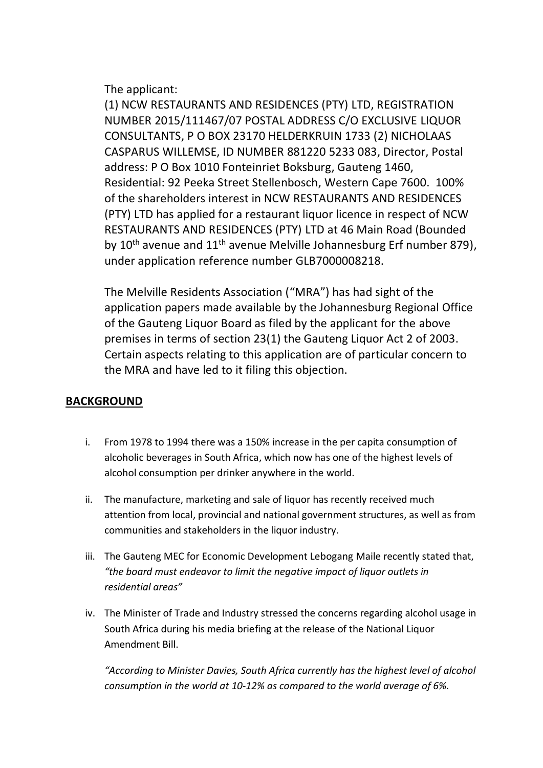The applicant:

(1) NCW RESTAURANTS AND RESIDENCES (PTY) LTD, REGISTRATION NUMBER 2015/111467/07 POSTAL ADDRESS C/O EXCLUSIVE LIQUOR CONSULTANTS, P O BOX 23170 HELDERKRUIN 1733 (2) NICHOLAAS CASPARUS WILLEMSE, ID NUMBER 881220 5233 083, Director, Postal address: P O Box 1010 Fonteinriet Boksburg, Gauteng 1460, Residential: 92 Peeka Street Stellenbosch, Western Cape 7600. 100% of the shareholders interest in NCW RESTAURANTS AND RESIDENCES (PTY) LTD has applied for a restaurant liquor licence in respect of NCW RESTAURANTS AND RESIDENCES (PTY) LTD at 46 Main Road (Bounded by 10th avenue and 11th avenue Melville Johannesburg Erf number 879), under application reference number GLB7000008218.

The Melville Residents Association ("MRA") has had sight of the application papers made available by the Johannesburg Regional Office of the Gauteng Liquor Board as filed by the applicant for the above premises in terms of section 23(1) the Gauteng Liquor Act 2 of 2003. Certain aspects relating to this application are of particular concern to the MRA and have led to it filing this objection.

## BACKGROUND

i. From 1978 to 1994 there was a 150% increase in the per capita consumption of alcoholic beverages in South Africa, which now has one of the highest levels of alcohol consumption per drinker anywhere in the world.

ii. The manufacture, marketing and sale of liquor has recently received much attention from local, provincial and national government structures, as well as from communities and stakeholders in the liquor industry.

iii. The Gauteng MEC for Economic Development Lebogang Maile recently stated that, *"the board must endeavor to limit the negative impact of liquor outlets in residential areas"*

iv. The Minister of Trade and Industry stressed the concerns regarding alcohol usage in South Africa during his media briefing at the release of the National Liquor Amendment Bill.

*"According to Minister Davies, South Africa currently has the highest level of alcohol consumption in the world at 10-12% as compared to the world average of 6%.*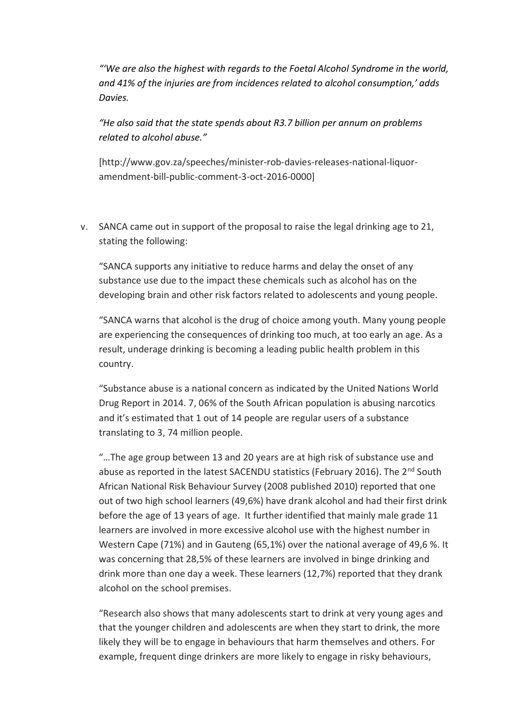*"'We are also the highest with regards to the Foetal Alcohol Syndrome in the world, and 41% of the injuries are from incidences related to alcohol consumption,' adds Davies.*

*"He also said that the state spends about R3.7 billion per annum on problems related to alcohol abuse."*

[http://www.gov.za/speeches/minister-rob-davies-releases-national-liquor-amendment-bill-public-comment-3-oct-2016-0000]

v. SANCA came out in support of the proposal to raise the legal drinking age to 21, stating the following:

"SANCA supports any initiative to reduce harms and delay the onset of any substance use due to the impact these chemicals such as alcohol has on the developing brain and other risk factors related to adolescents and young people.

"SANCA warns that alcohol is the drug of choice among youth. Many young people are experiencing the consequences of drinking too much, at too early an age. As a result, underage drinking is becoming a leading public health problem in this country.

"Substance abuse is a national concern as indicated by the United Nations World Drug Report in 2014. 7, 06% of the South African population is abusing narcotics and it's estimated that 1 out of 14 people are regular users of a substance translating to 3, 74 million people.

"…The age group between 13 and 20 years are at high risk of substance use and abuse as reported in the latest SACENDU statistics (February 2016). The 2nd South African National Risk Behaviour Survey (2008 published 2010) reported that one out of two high school learners (49,6%) have drank alcohol and had their first drink before the age of 13 years of age. It further identified that mainly male grade 11 learners are involved in more excessive alcohol use with the highest number in Western Cape (71%) and in Gauteng (65,1%) over the national average of 49,6 %. It was concerning that 28,5% of these learners are involved in binge drinking and drink more than one day a week. These learners (12,7%) reported that they drank alcohol on the school premises.

"Research also shows that many adolescents start to drink at very young ages and that the younger children and adolescents are when they start to drink, the more likely they will be to engage in behaviours that harm themselves and others. For example, frequent dinge drinkers are more likely to engage in risky behaviours,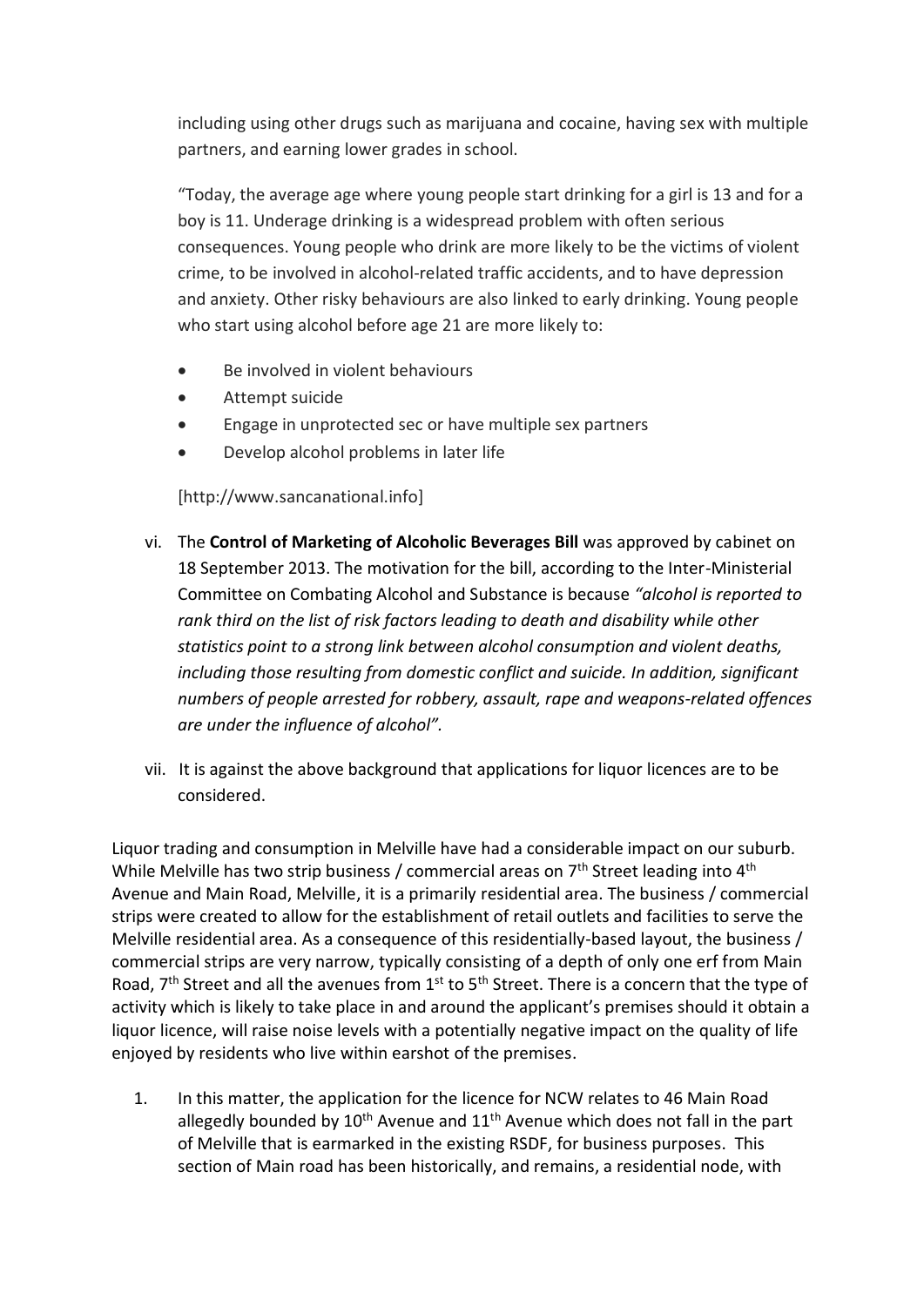including using other drugs such as marijuana and cocaine, having sex with multiple partners, and earning lower grades in school.

"Today, the average age where young people start drinking for a girl is 13 and for a boy is 11. Underage drinking is a widespread problem with often serious consequences. Young people who drink are more likely to be the victims of violent crime, to be involved in alcohol-related traffic accidents, and to have depression and anxiety. Other risky behaviours are also linked to early drinking. Young people who start using alcohol before age 21 are more likely to:

- Be involved in violent behaviours
- Attempt suicide
- Engage in unprotected sec or have multiple sex partners
- Develop alcohol problems in later life

[http://www.sancanational.info]

vi. The **Control of Marketing of Alcoholic Beverages Bill** was approved by cabinet on 18 September 2013. The motivation for the bill, according to the Inter-Ministerial Committee on Combating Alcohol and Substance is because *"alcohol is reported to rank third on the list of risk factors leading to death and disability while other statistics point to a strong link between alcohol consumption and violent deaths, including those resulting from domestic conflict and suicide. In addition, significant numbers of people arrested for robbery, assault, rape and weapons-related offences are under the influence of alcohol".*

vii. It is against the above background that applications for liquor licences are to be considered.

Liquor trading and consumption in Melville have had a considerable impact on our suburb. While Melville has two strip business / commercial areas on 7th Street leading into 4th Avenue and Main Road, Melville, it is a primarily residential area. The business / commercial strips were created to allow for the establishment of retail outlets and facilities to serve the Melville residential area. As a consequence of this residentially-based layout, the business / commercial strips are very narrow, typically consisting of a depth of only one erf from Main Road, 7th Street and all the avenues from 1st to 5th Street. There is a concern that the type of activity which is likely to take place in and around the applicant's premises should it obtain a liquor licence, will raise noise levels with a potentially negative impact on the quality of life enjoyed by residents who live within earshot of the premises.

1. In this matter, the application for the licence for NCW relates to 46 Main Road allegedly bounded by 10th Avenue and 11th Avenue which does not fall in the part of Melville that is earmarked in the existing RSDF, for business purposes. This section of Main road has been historically, and remains, a residential node, with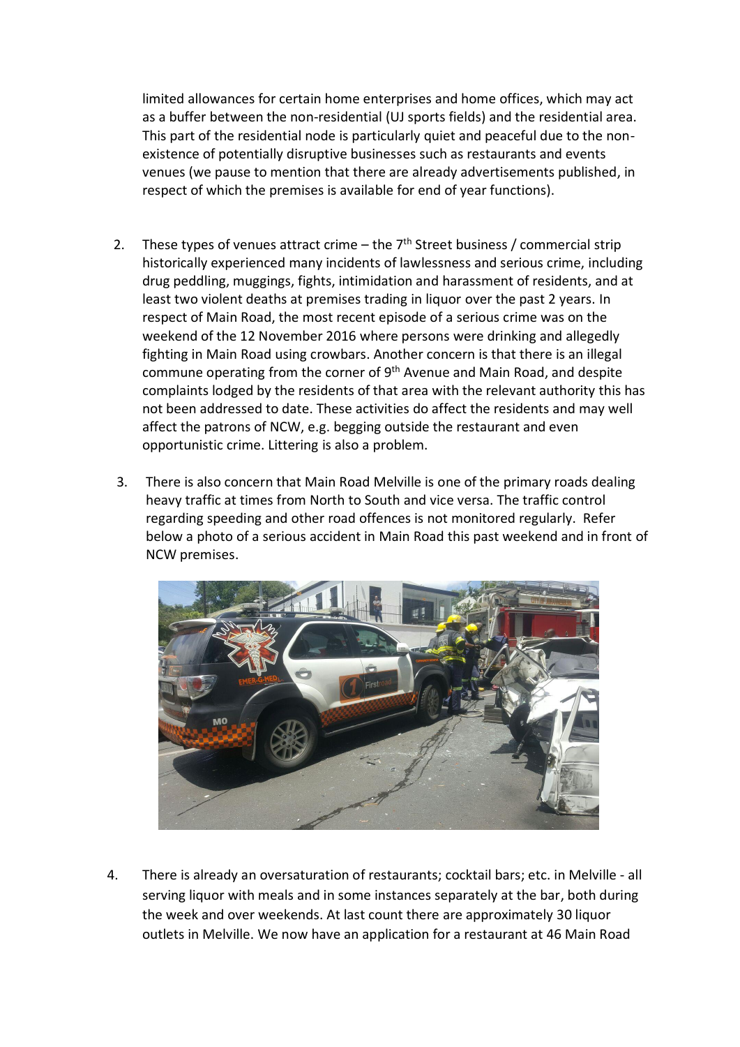limited allowances for certain home enterprises and home offices, which may act as a buffer between the non-residential (UJ sports fields) and the residential area. This part of the residential node is particularly quiet and peaceful due to the non-existence of potentially disruptive businesses such as restaurants and events venues (we pause to mention that there are already advertisements published, in respect of which the premises is available for end of year functions).

2. These types of venues attract crime – the 7th Street business / commercial strip historically experienced many incidents of lawlessness and serious crime, including drug peddling, muggings, fights, intimidation and harassment of residents, and at least two violent deaths at premises trading in liquor over the past 2 years. In respect of Main Road, the most recent episode of a serious crime was on the weekend of the 12 November 2016 where persons were drinking and allegedly fighting in Main Road using crowbars. Another concern is that there is an illegal commune operating from the corner of 9th Avenue and Main Road, and despite complaints lodged by the residents of that area with the relevant authority this has not been addressed to date. These activities do affect the residents and may well affect the patrons of NCW, e.g. begging outside the restaurant and even opportunistic crime. Littering is also a problem.

3. There is also concern that Main Road Melville is one of the primary roads dealing heavy traffic at times from North to South and vice versa. The traffic control regarding speeding and other road offences is not monitored regularly. Refer below a photo of a serious accident in Main Road this past weekend and in front of NCW premises.

4. There is already an oversaturation of restaurants; cocktail bars; etc. in Melville - all serving liquor with meals and in some instances separately at the bar, both during the week and over weekends. At last count there are approximately 30 liquor outlets in Melville. We now have an application for a restaurant at 46 Main Road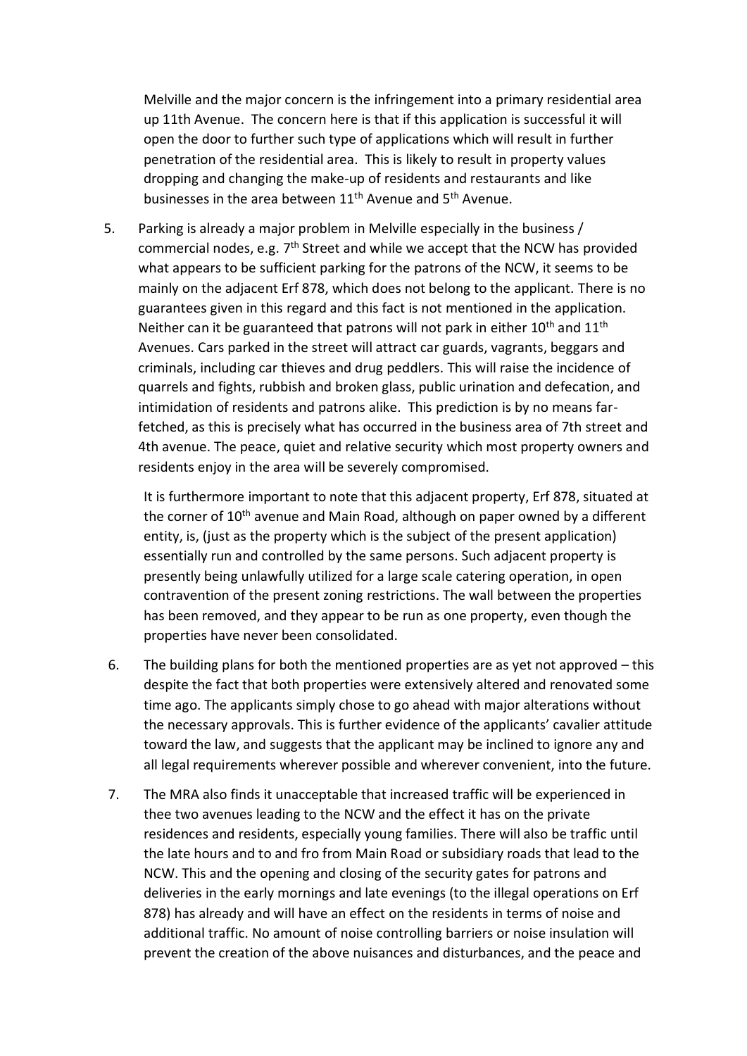Melville and the major concern is the infringement into a primary residential area up 11th Avenue. The concern here is that if this application is successful it will open the door to further such type of applications which will result in further penetration of the residential area. This is likely to result in property values dropping and changing the make-up of residents and restaurants and like businesses in the area between 11th Avenue and 5th Avenue.

5. Parking is already a major problem in Melville especially in the business / commercial nodes, e.g. 7th Street and while we accept that the NCW has provided what appears to be sufficient parking for the patrons of the NCW, it seems to be mainly on the adjacent Erf 878, which does not belong to the applicant. There is no guarantees given in this regard and this fact is not mentioned in the application. Neither can it be guaranteed that patrons will not park in either 10th and 11th Avenues. Cars parked in the street will attract car guards, vagrants, beggars and criminals, including car thieves and drug peddlers. This will raise the incidence of quarrels and fights, rubbish and broken glass, public urination and defecation, and intimidation of residents and patrons alike. This prediction is by no means far-fetched, as this is precisely what has occurred in the business area of 7th street and 4th avenue. The peace, quiet and relative security which most property owners and residents enjoy in the area will be severely compromised.

   It is furthermore important to note that this adjacent property, Erf 878, situated at the corner of 10th avenue and Main Road, although on paper owned by a different entity, is, (just as the property which is the subject of the present application) essentially run and controlled by the same persons. Such adjacent property is presently being unlawfully utilized for a large scale catering operation, in open contravention of the present zoning restrictions. The wall between the properties has been removed, and they appear to be run as one property, even though the properties have never been consolidated.

6. The building plans for both the mentioned properties are as yet not approved – this despite the fact that both properties were extensively altered and renovated some time ago. The applicants simply chose to go ahead with major alterations without the necessary approvals. This is further evidence of the applicants' cavalier attitude toward the law, and suggests that the applicant may be inclined to ignore any and all legal requirements wherever possible and wherever convenient, into the future.

7. The MRA also finds it unacceptable that increased traffic will be experienced in thee two avenues leading to the NCW and the effect it has on the private residences and residents, especially young families. There will also be traffic until the late hours and to and fro from Main Road or subsidiary roads that lead to the NCW. This and the opening and closing of the security gates for patrons and deliveries in the early mornings and late evenings (to the illegal operations on Erf 878) has already and will have an effect on the residents in terms of noise and additional traffic. No amount of noise controlling barriers or noise insulation will prevent the creation of the above nuisances and disturbances, and the peace and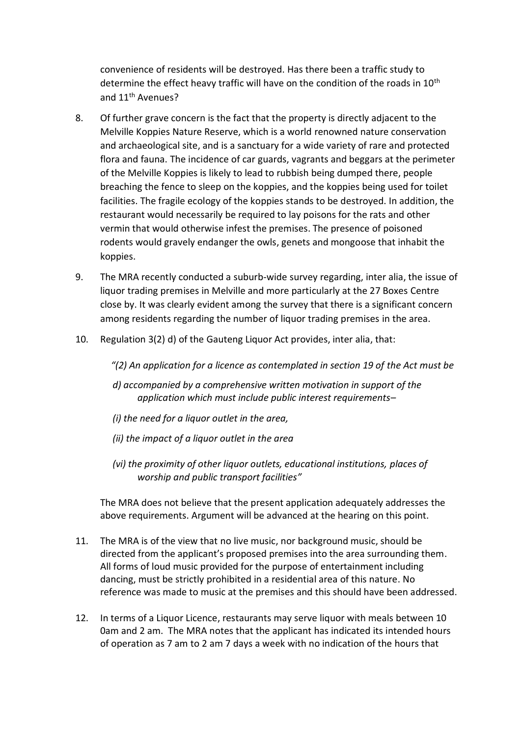convenience of residents will be destroyed. Has there been a traffic study to determine the effect heavy traffic will have on the condition of the roads in 10th and 11th Avenues?

8. Of further grave concern is the fact that the property is directly adjacent to the Melville Koppies Nature Reserve, which is a world renowned nature conservation and archaeological site, and is a sanctuary for a wide variety of rare and protected flora and fauna. The incidence of car guards, vagrants and beggars at the perimeter of the Melville Koppies is likely to lead to rubbish being dumped there, people breaching the fence to sleep on the koppies, and the koppies being used for toilet facilities. The fragile ecology of the koppies stands to be destroyed. In addition, the restaurant would necessarily be required to lay poisons for the rats and other vermin that would otherwise infest the premises. The presence of poisoned rodents would gravely endanger the owls, genets and mongoose that inhabit the koppies.

9. The MRA recently conducted a suburb-wide survey regarding, inter alia, the issue of liquor trading premises in Melville and more particularly at the 27 Boxes Centre close by. It was clearly evident among the survey that there is a significant concern among residents regarding the number of liquor trading premises in the area.

10. Regulation 3(2) d) of the Gauteng Liquor Act provides, inter alia, that:

    *"(2) An application for a licence as contemplated in section 19 of the Act must be*

    *d) accompanied by a comprehensive written motivation in support of the application which must include public interest requirements–*

    *(i) the need for a liquor outlet in the area,*

    *(ii) the impact of a liquor outlet in the area*

    *(vi) the proximity of other liquor outlets, educational institutions, places of worship and public transport facilities"*

    The MRA does not believe that the present application adequately addresses the above requirements. Argument will be advanced at the hearing on this point.

11. The MRA is of the view that no live music, nor background music, should be directed from the applicant's proposed premises into the area surrounding them. All forms of loud music provided for the purpose of entertainment including dancing, must be strictly prohibited in a residential area of this nature. No reference was made to music at the premises and this should have been addressed.

12. In terms of a Liquor Licence, restaurants may serve liquor with meals between 10 0am and 2 am. The MRA notes that the applicant has indicated its intended hours of operation as 7 am to 2 am 7 days a week with no indication of the hours that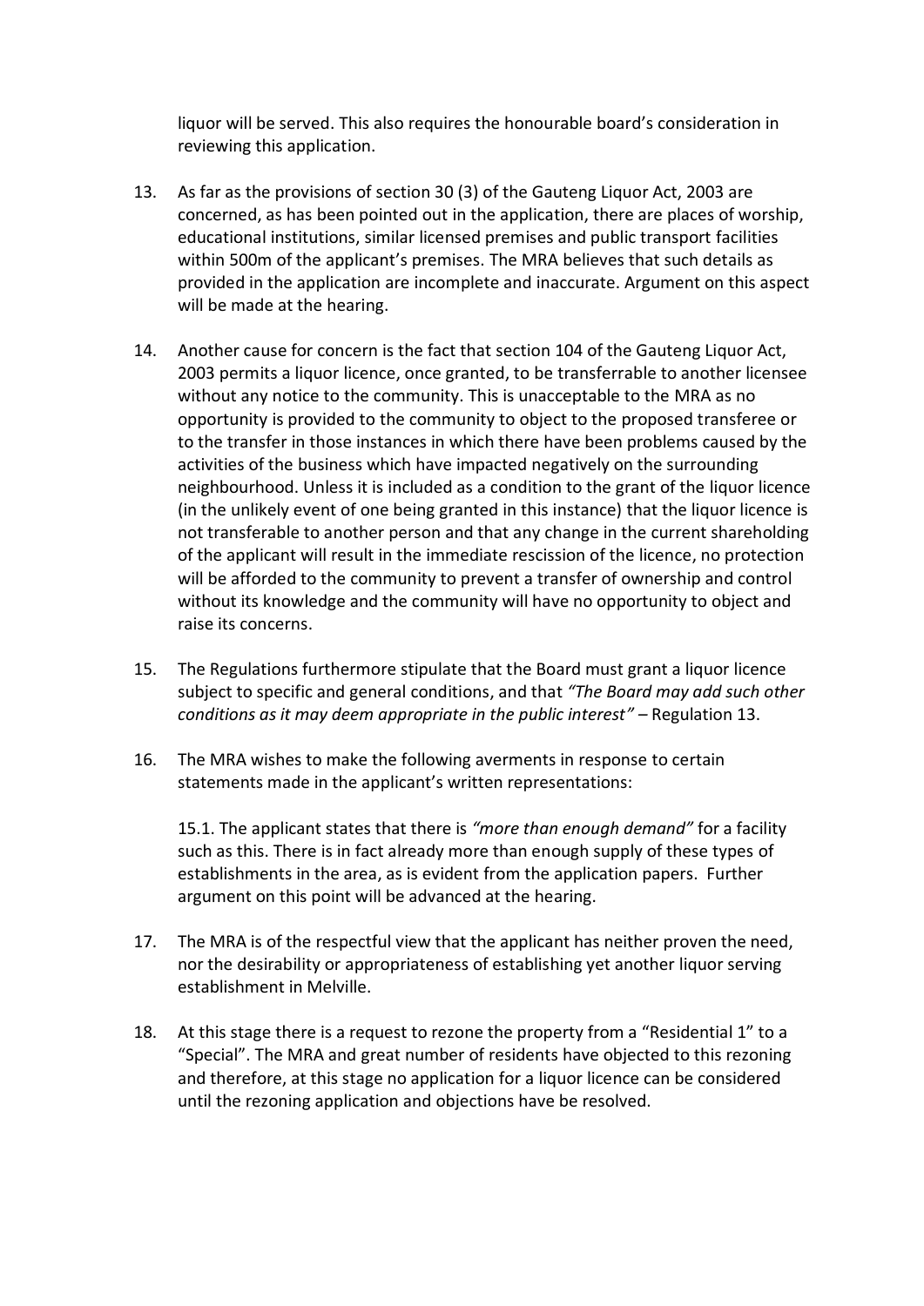liquor will be served. This also requires the honourable board's consideration in reviewing this application.

13. As far as the provisions of section 30 (3) of the Gauteng Liquor Act, 2003 are concerned, as has been pointed out in the application, there are places of worship, educational institutions, similar licensed premises and public transport facilities within 500m of the applicant's premises. The MRA believes that such details as provided in the application are incomplete and inaccurate. Argument on this aspect will be made at the hearing.

14. Another cause for concern is the fact that section 104 of the Gauteng Liquor Act, 2003 permits a liquor licence, once granted, to be transferrable to another licensee without any notice to the community. This is unacceptable to the MRA as no opportunity is provided to the community to object to the proposed transferee or to the transfer in those instances in which there have been problems caused by the activities of the business which have impacted negatively on the surrounding neighbourhood. Unless it is included as a condition to the grant of the liquor licence (in the unlikely event of one being granted in this instance) that the liquor licence is not transferable to another person and that any change in the current shareholding of the applicant will result in the immediate rescission of the licence, no protection will be afforded to the community to prevent a transfer of ownership and control without its knowledge and the community will have no opportunity to object and raise its concerns.

15. The Regulations furthermore stipulate that the Board must grant a liquor licence subject to specific and general conditions, and that *"The Board may add such other conditions as it may deem appropriate in the public interest"* – Regulation 13.

16. The MRA wishes to make the following averments in response to certain statements made in the applicant's written representations:

    15.1. The applicant states that there is *"more than enough demand"* for a facility such as this. There is in fact already more than enough supply of these types of establishments in the area, as is evident from the application papers. Further argument on this point will be advanced at the hearing.

17. The MRA is of the respectful view that the applicant has neither proven the need, nor the desirability or appropriateness of establishing yet another liquor serving establishment in Melville.

18. At this stage there is a request to rezone the property from a "Residential 1" to a "Special". The MRA and great number of residents have objected to this rezoning and therefore, at this stage no application for a liquor licence can be considered until the rezoning application and objections have be resolved.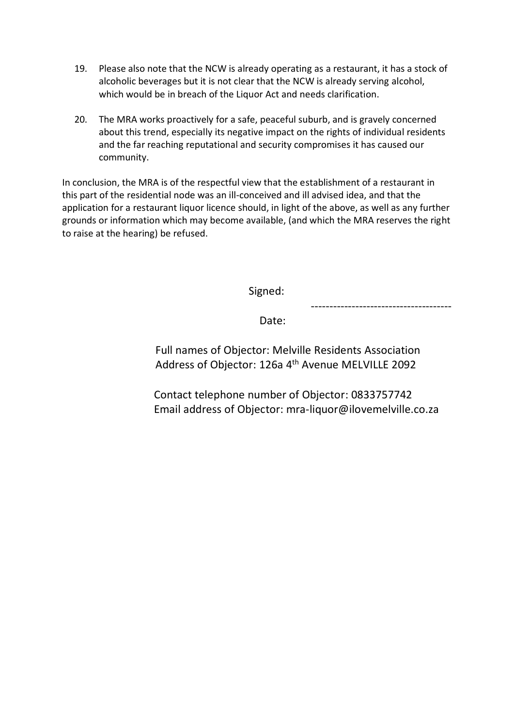19. Please also note that the NCW is already operating as a restaurant, it has a stock of alcoholic beverages but it is not clear that the NCW is already serving alcohol, which would be in breach of the Liquor Act and needs clarification.

20. The MRA works proactively for a safe, peaceful suburb, and is gravely concerned about this trend, especially its negative impact on the rights of individual residents and the far reaching reputational and security compromises it has caused our community.

In conclusion, the MRA is of the respectful view that the establishment of a restaurant in this part of the residential node was an ill-conceived and ill advised idea, and that the application for a restaurant liquor licence should, in light of the above, as well as any further grounds or information which may become available, (and which the MRA reserves the right to raise at the hearing) be refused.

Signed: -------------------------------------

Date:

Full names of Objector: Melville Residents Association
Address of Objector: 126a 4th Avenue MELVILLE 2092

Contact telephone number of Objector: 0833757742
Email address of Objector: mra-liquor@ilovemelville.co.za